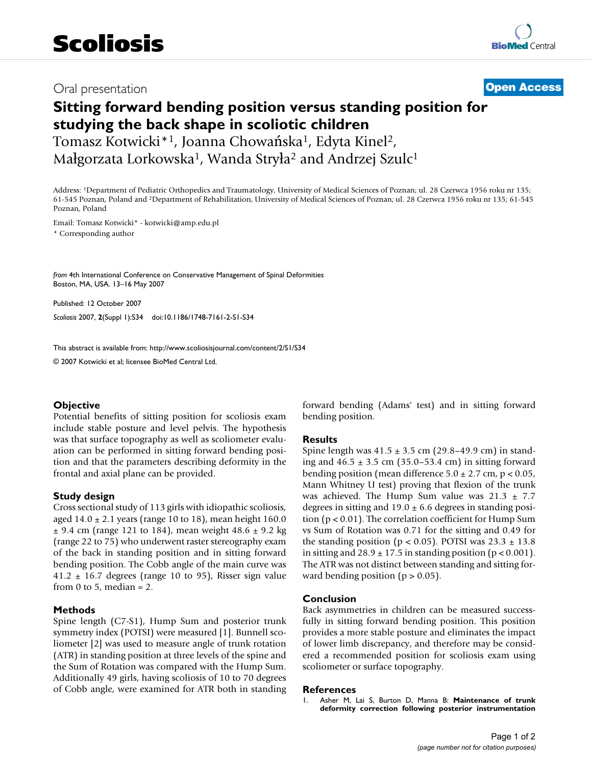# Scoliosis

Oral presentation **Open Access**

# Sitting forward bending position versus standing position for studying the back shape in scoliotic children

Tomasz Kotwicki*[1], Joanna Chowańska[1], Edyta Kinel[2], Małgorzata Lorkowska[1], Wanda Stryła[2] and Andrzej Szulc[1]

Address: [1]Department of Pediatric Orthopedics and Traumatology, University of Medical Sciences of Poznan; ul. 28 Czerwca 1956 roku nr 135; 61-545 Poznan, Poland and [2]Department of Rehabilitation, University of Medical Sciences of Poznan; ul. 28 Czerwca 1956 roku nr 135; 61-545 Poznan, Poland

Email: Tomasz Kotwicki* - kotwicki@amp.edu.pl

* Corresponding author

*from* 4th International Conference on Conservative Management of Spinal Deformities
Boston, MA, USA. 13–16 May 2007

Published: 12 October 2007

*Scoliosis* 2007, **2**(Suppl 1):S34 doi:10.1186/1748-7161-2-S1-S34

This abstract is available from: http://www.scoliosisjournal.com/content/2/S1/S34

© 2007 Kotwicki et al; licensee BioMed Central Ltd.

## Objective

Potential benefits of sitting position for scoliosis exam include stable posture and level pelvis. The hypothesis was that surface topography as well as scoliometer evaluation can be performed in sitting forward bending position and that the parameters describing deformity in the frontal and axial plane can be provided.

## Study design

Cross sectional study of 113 girls with idiopathic scoliosis, aged 14.0 ± 2.1 years (range 10 to 18), mean height 160.0 ± 9.4 cm (range 121 to 184), mean weight 48.6 ± 9.2 kg (range 22 to 75) who underwent raster stereography exam of the back in standing position and in sitting forward bending position. The Cobb angle of the main curve was 41.2 ± 16.7 degrees (range 10 to 95), Risser sign value from 0 to 5, median = 2.

## Methods

Spine length (C7-S1), Hump Sum and posterior trunk symmetry index (POTSI) were measured [1]. Bunnell scoliometer [2] was used to measure angle of trunk rotation (ATR) in standing position at three levels of the spine and the Sum of Rotation was compared with the Hump Sum. Additionally 49 girls, having scoliosis of 10 to 70 degrees of Cobb angle, were examined for ATR both in standing forward bending (Adams' test) and in sitting forward bending position.

## Results

Spine length was 41.5 ± 3.5 cm (29.8–49.9 cm) in standing and 46.5 ± 3.5 cm (35.0–53.4 cm) in sitting forward bending position (mean difference 5.0 ± 2.7 cm, $p < 0.05$, Mann Whitney U test) proving that flexion of the trunk was achieved. The Hump Sum value was 21.3 ± 7.7 degrees in sitting and 19.0 ± 6.6 degrees in standing position ($p < 0.01$). The correlation coefficient for Hump Sum vs Sum of Rotation was 0.71 for the sitting and 0.49 for the standing position ($p < 0.05$). POTSI was 23.3 ± 13.8 in sitting and 28.9 ± 17.5 in standing position ($p < 0.001$). The ATR was not distinct between standing and sitting forward bending position ($p > 0.05$).

## Conclusion

Back asymmetries in children can be measured successfully in sitting forward bending position. This position provides a more stable posture and eliminates the impact of lower limb discrepancy, and therefore may be considered a recommended position for scoliosis exam using scoliometer or surface topography.

## References

1. Asher M, Lai S, Burton D, Manna B: **Maintenance of trunk deformity correction following posterior instrumentation**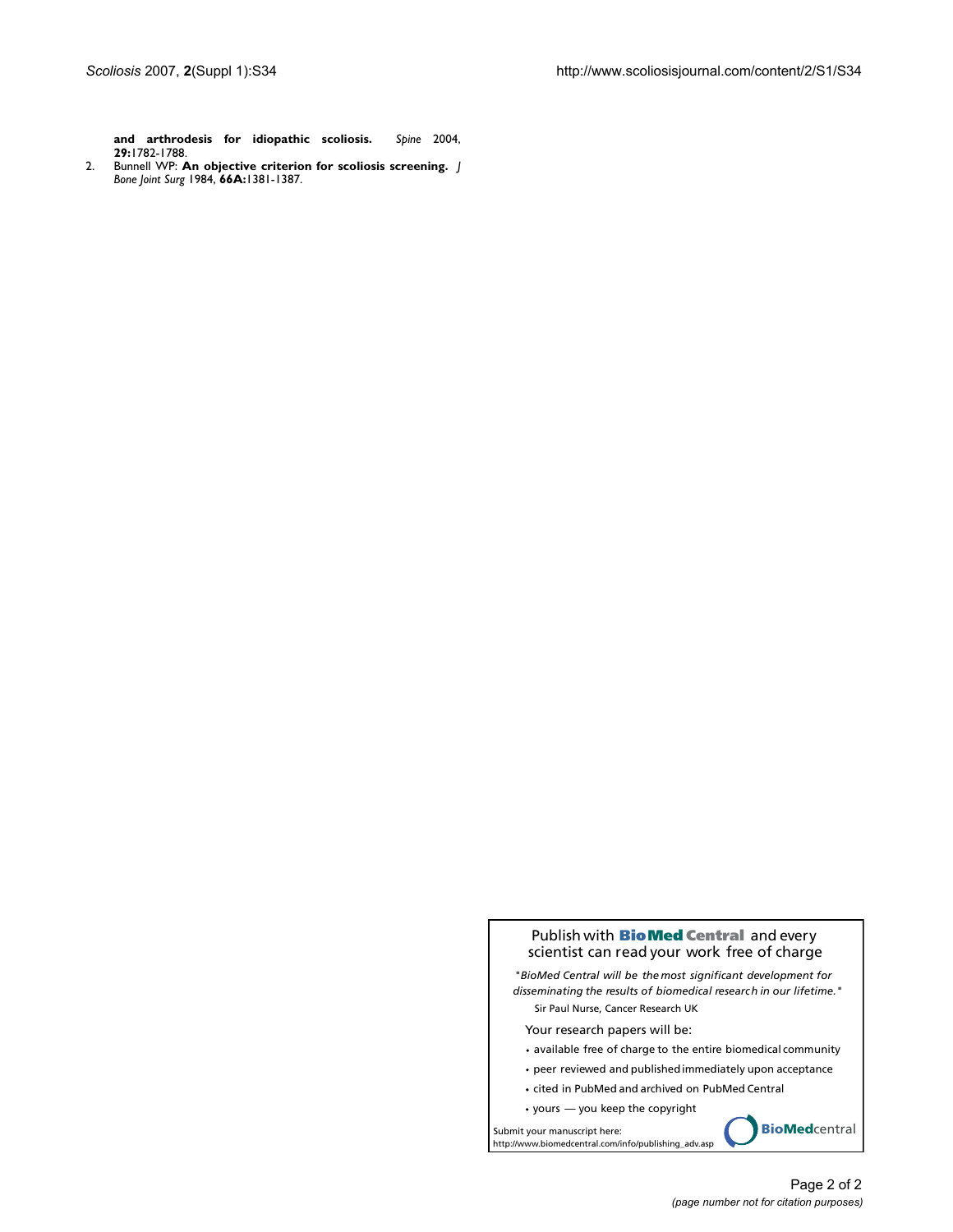and arthrodesis for idiopathic scoliosis. *Spine* 2004, **29:**1782-1788.

2. Bunnell WP: **An objective criterion for scoliosis screening.** *J Bone Joint Surg* 1984, **66A:**1381-1387.

Publish with **BioMed Central** and every scientist can read your work free of charge

*"BioMed Central will be the most significant development for disseminating the results of biomedical research in our lifetime."*

Sir Paul Nurse, Cancer Research UK

Your research papers will be:

- available free of charge to the entire biomedical community
- peer reviewed and published immediately upon acceptance
- cited in PubMed and archived on PubMed Central
- yours — you keep the copyright

Submit your manuscript here:
http://www.biomedcentral.com/info/publishing_adv.asp

BioMedcentral